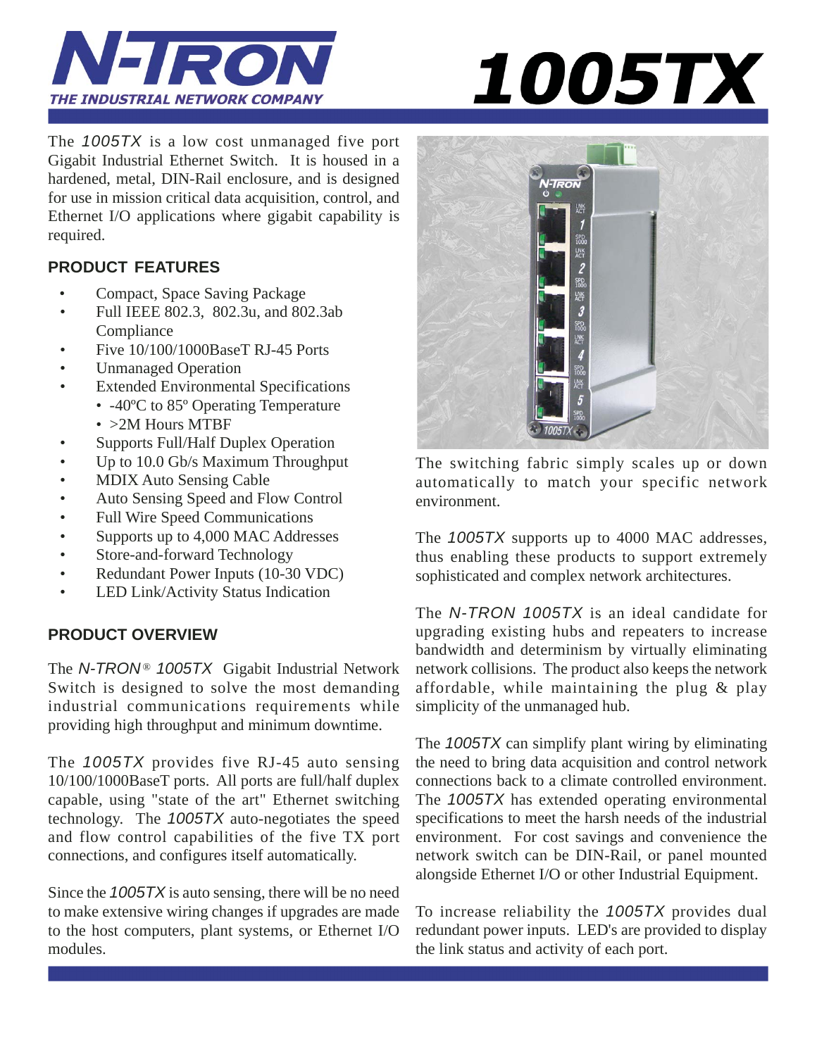# N-TRON

THE INDUSTRIAL NETWORK COMPANY

# 1005TX

The *1005TX* is a low cost unmanaged five port Gigabit Industrial Ethernet Switch. It is housed in a hardened, metal, DIN-Rail enclosure, and is designed for use in mission critical data acquisition, control, and Ethernet I/O applications where gigabit capability is required.

## PRODUCT FEATURES

- Compact, Space Saving Package
- Full IEEE 802.3, 802.3u, and 802.3ab Compliance
- Five 10/100/1000BaseT RJ-45 Ports
- Unmanaged Operation
- Extended Environmental Specifications
  - -40ºC to 85º Operating Temperature
  - >2M Hours MTBF
- Supports Full/Half Duplex Operation
- Up to 10.0 Gb/s Maximum Throughput
- MDIX Auto Sensing Cable
- Auto Sensing Speed and Flow Control
- Full Wire Speed Communications
- Supports up to 4,000 MAC Addresses
- Store-and-forward Technology
- Redundant Power Inputs (10-30 VDC)
- LED Link/Activity Status Indication

## PRODUCT OVERVIEW

The *N-TRON® 1005TX* Gigabit Industrial Network Switch is designed to solve the most demanding industrial communications requirements while providing high throughput and minimum downtime.

The *1005TX* provides five RJ-45 auto sensing 10/100/1000BaseT ports. All ports are full/half duplex capable, using "state of the art" Ethernet switching technology. The *1005TX* auto-negotiates the speed and flow control capabilities of the five TX port connections, and configures itself automatically.

Since the *1005TX* is auto sensing, there will be no need to make extensive wiring changes if upgrades are made to the host computers, plant systems, or Ethernet I/O modules.

The switching fabric simply scales up or down automatically to match your specific network environment.

The *1005TX* supports up to 4000 MAC addresses, thus enabling these products to support extremely sophisticated and complex network architectures.

The *N-TRON 1005TX* is an ideal candidate for upgrading existing hubs and repeaters to increase bandwidth and determinism by virtually eliminating network collisions. The product also keeps the network affordable, while maintaining the plug & play simplicity of the unmanaged hub.

The *1005TX* can simplify plant wiring by eliminating the need to bring data acquisition and control network connections back to a climate controlled environment. The *1005TX* has extended operating environmental specifications to meet the harsh needs of the industrial environment. For cost savings and convenience the network switch can be DIN-Rail, or panel mounted alongside Ethernet I/O or other Industrial Equipment.

To increase reliability the *1005TX* provides dual redundant power inputs. LED's are provided to display the link status and activity of each port.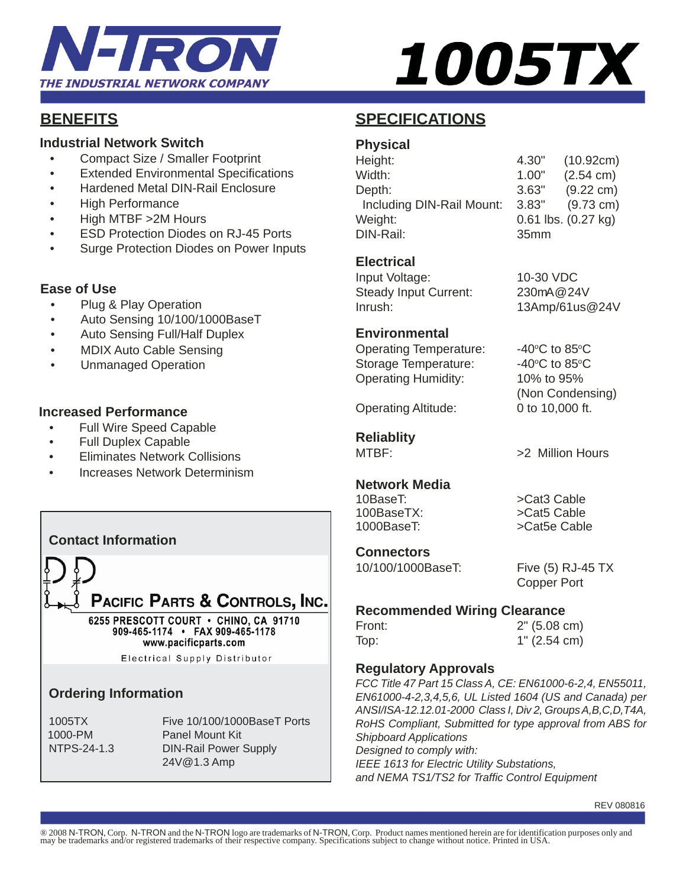# N-TRON

THE INDUSTRIAL NETWORK COMPANY

# 1005TX

## BENEFITS

### Industrial Network Switch

- Compact Size / Smaller Footprint
- Extended Environmental Specifications
- Hardened Metal DIN-Rail Enclosure
- High Performance
- High MTBF >2M Hours
- ESD Protection Diodes on RJ-45 Ports
- Surge Protection Diodes on Power Inputs

### Ease of Use

- Plug & Play Operation
- Auto Sensing 10/100/1000BaseT
- Auto Sensing Full/Half Duplex
- MDIX Auto Cable Sensing
- Unmanaged Operation

### Increased Performance

- Full Wire Speed Capable
- Full Duplex Capable
- Eliminates Network Collisions
- Increases Network Determinism

### Contact Information

**PACIFIC PARTS & CONTROLS, INC.**

6255 PRESCOTT COURT • CHINO, CA 91710
909-465-1174 • FAX 909-465-1178
www.pacificparts.com

Electrical Supply Distributor

### Ordering Information

| | |
|---|---|
| 1005TX | Five 10/100/1000BaseT Ports |
| 1000-PM | Panel Mount Kit |
| NTPS-24-1.3 | DIN-Rail Power Supply 24V@1.3 Amp |

## SPECIFICATIONS

### Physical

| | |
|---|---|
| Height: | 4.30" (10.92cm) |
| Width: | 1.00" (2.54 cm) |
| Depth: | 3.63" (9.22 cm) |
| Including DIN-Rail Mount: | 3.83" (9.73 cm) |
| Weight: | 0.61 lbs. (0.27 kg) |
| DIN-Rail: | 35mm |

### Electrical

| | |
|---|---|
| Input Voltage: | 10-30 VDC |
| Steady Input Current: | 230mA@24V |
| Inrush: | 13Amp/61us@24V |

### Environmental

| | |
|---|---|
| Operating Temperature: | -40°C to 85°C |
| Storage Temperature: | -40°C to 85°C |
| Operating Humidity: | 10% to 95% (Non Condensing) |
| Operating Altitude: | 0 to 10,000 ft. |

### Reliablity

| | |
|---|---|
| MTBF: | >2 Million Hours |

### Network Media

| | |
|---|---|
| 10BaseT: | >Cat3 Cable |
| 100BaseTX: | >Cat5 Cable |
| 1000BaseT: | >Cat5e Cable |

### Connectors

| | |
|---|---|
| 10/100/1000BaseT: | Five (5) RJ-45 TX Copper Port |

### Recommended Wiring Clearance

| | |
|---|---|
| Front: | 2" (5.08 cm) |
| Top: | 1" (2.54 cm) |

### Regulatory Approvals

*FCC Title 47 Part 15 Class A, CE: EN61000-6-2,4, EN55011, EN61000-4-2,3,4,5,6, UL Listed 1604 (US and Canada) per ANSI/ISA-12.12.01-2000 Class I, Div 2, Groups A,B,C,D,T4A, RoHS Compliant, Submitted for type approval from ABS for Shipboard Applications*
*Designed to comply with:*
*IEEE 1613 for Electric Utility Substations,*
*and NEMA TS1/TS2 for Traffic Control Equipment*

REV 080816

® 2008 N-TRON, Corp. N-TRON and the N-TRON logo are trademarks of N-TRON, Corp. Product names mentioned herein are for identification purposes only and may be trademarks and/or registered trademarks of their respective company. Specifications subject to change without notice. Printed in USA.